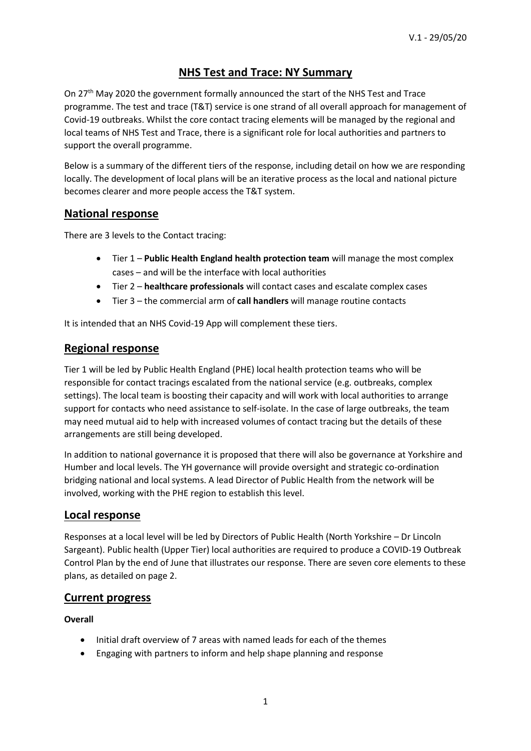V.1 - 29/05/20

# NHS Test and Trace: NY Summary

On 27th May 2020 the government formally announced the start of the NHS Test and Trace programme. The test and trace (T&T) service is one strand of all overall approach for management of Covid-19 outbreaks. Whilst the core contact tracing elements will be managed by the regional and local teams of NHS Test and Trace, there is a significant role for local authorities and partners to support the overall programme.

Below is a summary of the different tiers of the response, including detail on how we are responding locally. The development of local plans will be an iterative process as the local and national picture becomes clearer and more people access the T&T system.

## National response

There are 3 levels to the Contact tracing:

- Tier 1 – **Public Health England health protection team** will manage the most complex cases – and will be the interface with local authorities
- Tier 2 – **healthcare professionals** will contact cases and escalate complex cases
- Tier 3 – the commercial arm of **call handlers** will manage routine contacts

It is intended that an NHS Covid-19 App will complement these tiers.

## Regional response

Tier 1 will be led by Public Health England (PHE) local health protection teams who will be responsible for contact tracings escalated from the national service (e.g. outbreaks, complex settings). The local team is boosting their capacity and will work with local authorities to arrange support for contacts who need assistance to self-isolate. In the case of large outbreaks, the team may need mutual aid to help with increased volumes of contact tracing but the details of these arrangements are still being developed.

In addition to national governance it is proposed that there will also be governance at Yorkshire and Humber and local levels. The YH governance will provide oversight and strategic co-ordination bridging national and local systems. A lead Director of Public Health from the network will be involved, working with the PHE region to establish this level.

## Local response

Responses at a local level will be led by Directors of Public Health (North Yorkshire – Dr Lincoln Sargeant). Public health (Upper Tier) local authorities are required to produce a COVID-19 Outbreak Control Plan by the end of June that illustrates our response. There are seven core elements to these plans, as detailed on page 2.

## Current progress

**Overall**

- Initial draft overview of 7 areas with named leads for each of the themes
- Engaging with partners to inform and help shape planning and response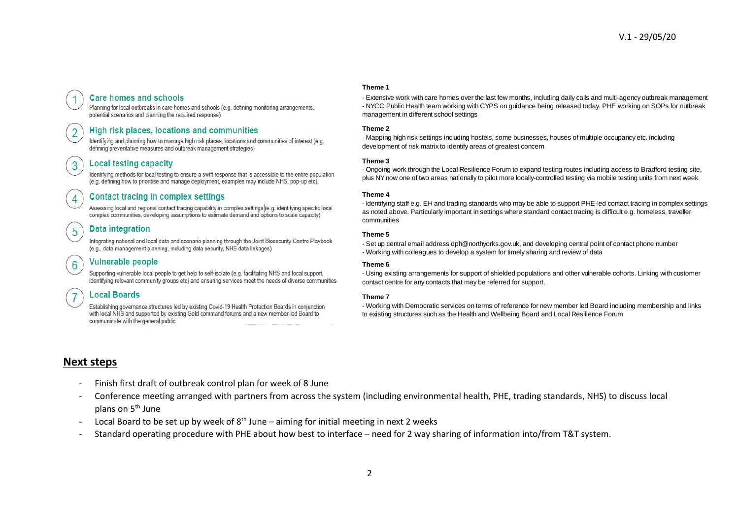V.1 - 29/05/20

1. **Care homes and schools**
   Planning for local outbreaks in care homes and schools (e.g. defining monitoring arrangements, potential scenarios and planning the required response)

2. **High risk places, locations and communities**
   Identifying and planning how to manage high risk places, locations and communities of interest (e.g. defining preventative measures and outbreak management strategies)

3. **Local testing capacity**
   Identifying methods for local testing to ensure a swift response that is accessible to the entire population (e.g. defining how to prioritise and manage deployment, examples may include NHS, pop-up etc).

4. **Contact tracing in complex settings**
   Assessing local and regional contact tracing capability in complex settings (e.g. identifying specific local complex communities, developing assumptions to estimate demand and options to scale capacity)

5. **Data integration**
   Integrating national and local data and scenario planning through the Joint Biosecurity Centre Playbook (e.g., data management planning, including data security, NHS data linkages)

6. **Vulnerable people**
   Supporting vulnerable local people to get help to self-isolate (e.g. facilitating NHS and local support, identifying relevant community groups etc) and ensuring services meet the needs of diverse communities

7. **Local Boards**
   Establishing governance structures led by existing Covid-19 Health Protection Boards in conjunction with local NHS and supported by existing Gold command forums and a new member-led Board to communicate with the general public

**Theme 1**

- Extensive work with care homes over the last few months, including daily calls and multi-agency outbreak management
- NYCC Public Health team working with CYPS on guidance being released today. PHE working on SOPs for outbreak management in different school settings

**Theme 2**

- Mapping high risk settings including hostels, some businesses, houses of multiple occupancy etc. including development of risk matrix to identify areas of greatest concern

**Theme 3**

- Ongoing work through the Local Resilience Forum to expand testing routes including access to Bradford testing site, plus NY now one of two areas nationally to pilot more locally-controlled testing via mobile testing units from next week

**Theme 4**

- Identifying staff e.g. EH and trading standards who may be able to support PHE-led contact tracing in complex settings as noted above. Particularly important in settings where standard contact tracing is difficult e.g. homeless, traveller communities

**Theme 5**

- Set up central email address dph@northyorks.gov.uk, and developing central point of contact phone number
- Working with colleagues to develop a system for timely sharing and review of data

**Theme 6**

- Using existing arrangements for support of shielded populations and other vulnerable cohorts. Linking with customer contact centre for any contacts that may be referred for support.

**Theme 7**

- Working with Democratic services on terms of reference for new member led Board including membership and links to existing structures such as the Health and Wellbeing Board and Local Resilience Forum

## Next steps

- Finish first draft of outbreak control plan for week of 8 June
- Conference meeting arranged with partners from across the system (including environmental health, PHE, trading standards, NHS) to discuss local plans on 5th June
- Local Board to be set up by week of 8th June – aiming for initial meeting in next 2 weeks
- Standard operating procedure with PHE about how best to interface – need for 2 way sharing of information into/from T&T system.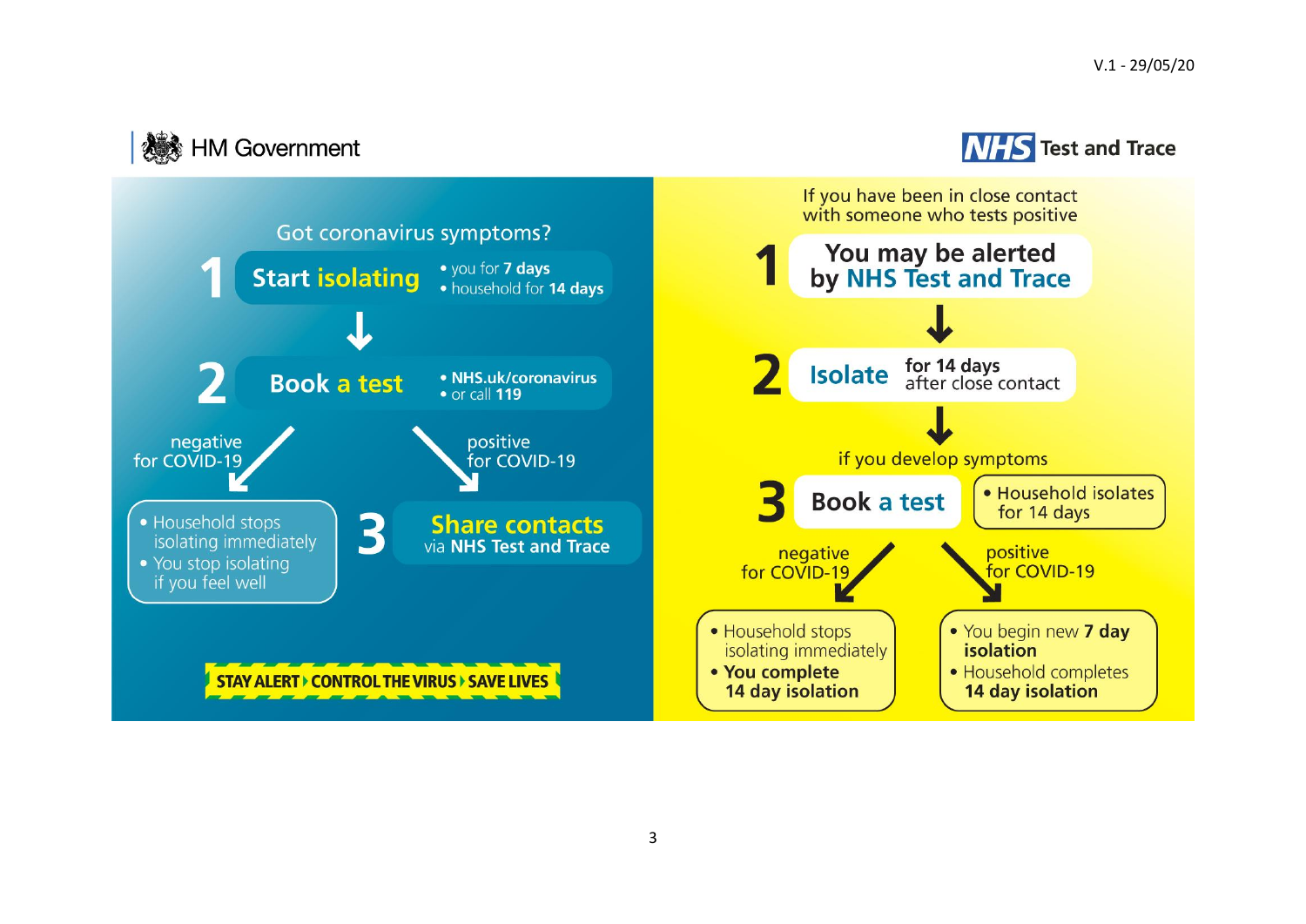V.1 - 29/05/20

HM Government

NHS Test and Trace

## Got coronavirus symptoms?

**1 Start isolating**
- you for **7 days**
- household for **14 days**

**2 Book a test**
- **NHS.uk/coronavirus**
- or call **119**

**negative for COVID-19**
- Household stops isolating immediately
- You stop isolating if you feel well

**positive for COVID-19**

**3 Share contacts** via **NHS Test and Trace**

**STAY ALERT › CONTROL THE VIRUS › SAVE LIVES**

## If you have been in close contact with someone who tests positive

**1 You may be alerted by NHS Test and Trace**

**2 Isolate** for **14 days** after close contact

if you develop symptoms

**3 Book a test**
- Household isolates for 14 days

**negative for COVID-19**
- Household stops isolating immediately
- **You complete 14 day isolation**

**positive for COVID-19**
- You begin new **7 day isolation**
- Household completes **14 day isolation**